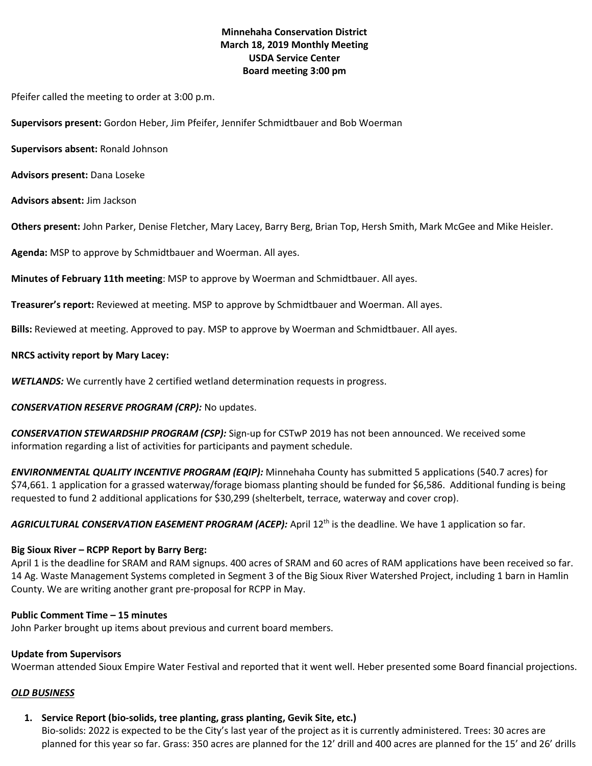**Minnehaha Conservation District**
**March 18, 2019 Monthly Meeting**
**USDA Service Center**
**Board meeting 3:00 pm**

Pfeifer called the meeting to order at 3:00 p.m.

**Supervisors present:** Gordon Heber, Jim Pfeifer, Jennifer Schmidtbauer and Bob Woerman

**Supervisors absent:** Ronald Johnson

**Advisors present:** Dana Loseke

**Advisors absent:** Jim Jackson

**Others present:** John Parker, Denise Fletcher, Mary Lacey, Barry Berg, Brian Top, Hersh Smith, Mark McGee and Mike Heisler.

**Agenda:** MSP to approve by Schmidtbauer and Woerman. All ayes.

**Minutes of February 11th meeting**: MSP to approve by Woerman and Schmidtbauer. All ayes.

**Treasurer's report:** Reviewed at meeting. MSP to approve by Schmidtbauer and Woerman. All ayes.

**Bills:** Reviewed at meeting. Approved to pay. MSP to approve by Woerman and Schmidtbauer. All ayes.

**NRCS activity report by Mary Lacey:**

***WETLANDS:*** We currently have 2 certified wetland determination requests in progress.

***CONSERVATION RESERVE PROGRAM (CRP):*** No updates.

***CONSERVATION STEWARDSHIP PROGRAM (CSP):*** Sign-up for CSTwP 2019 has not been announced. We received some information regarding a list of activities for participants and payment schedule.

***ENVIRONMENTAL QUALITY INCENTIVE PROGRAM (EQIP):*** Minnehaha County has submitted 5 applications (540.7 acres) for $74,661. 1 application for a grassed waterway/forage biomass planting should be funded for $6,586. Additional funding is being requested to fund 2 additional applications for $30,299 (shelterbelt, terrace, waterway and cover crop).

***AGRICULTURAL CONSERVATION EASEMENT PROGRAM (ACEP):*** April 12th is the deadline. We have 1 application so far.

**Big Sioux River – RCPP Report by Barry Berg:**
April 1 is the deadline for SRAM and RAM signups. 400 acres of SRAM and 60 acres of RAM applications have been received so far. 14 Ag. Waste Management Systems completed in Segment 3 of the Big Sioux River Watershed Project, including 1 barn in Hamlin County. We are writing another grant pre-proposal for RCPP in May.

**Public Comment Time – 15 minutes**
John Parker brought up items about previous and current board members.

**Update from Supervisors**
Woerman attended Sioux Empire Water Festival and reported that it went well. Heber presented some Board financial projections.

***OLD BUSINESS***

1. **Service Report (bio-solids, tree planting, grass planting, Gevik Site, etc.)**
   Bio-solids: 2022 is expected to be the City's last year of the project as it is currently administered. Trees: 30 acres are planned for this year so far. Grass: 350 acres are planned for the 12' drill and 400 acres are planned for the 15' and 26' drills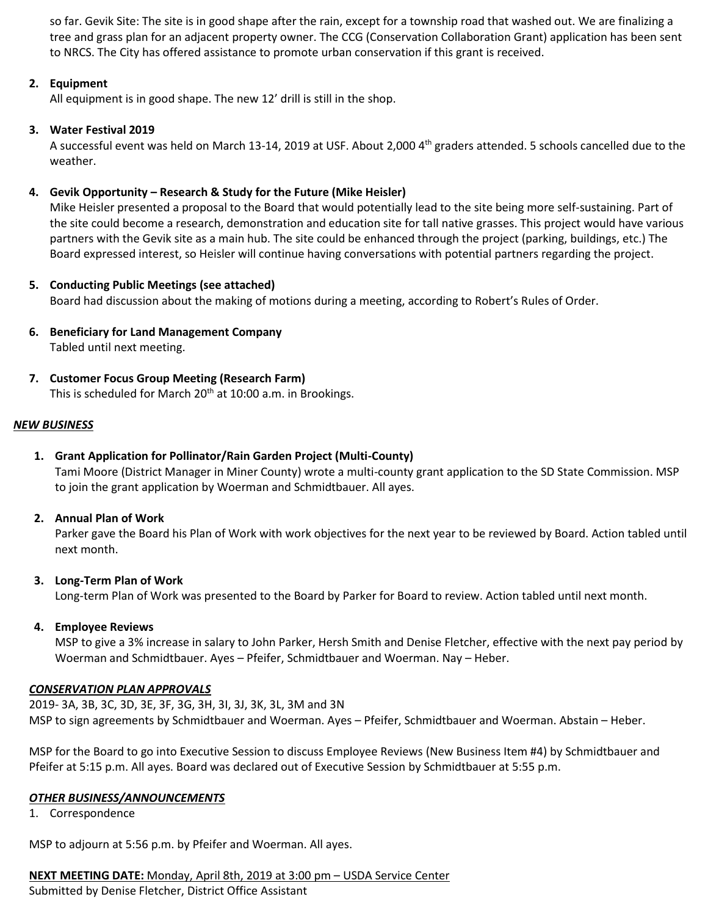so far. Gevik Site: The site is in good shape after the rain, except for a township road that washed out. We are finalizing a tree and grass plan for an adjacent property owner. The CCG (Conservation Collaboration Grant) application has been sent to NRCS. The City has offered assistance to promote urban conservation if this grant is received.

2. **Equipment**
   All equipment is in good shape. The new 12' drill is still in the shop.

3. **Water Festival 2019**
   A successful event was held on March 13-14, 2019 at USF. About 2,000 4th graders attended. 5 schools cancelled due to the weather.

4. **Gevik Opportunity – Research & Study for the Future (Mike Heisler)**
   Mike Heisler presented a proposal to the Board that would potentially lead to the site being more self-sustaining. Part of the site could become a research, demonstration and education site for tall native grasses. This project would have various partners with the Gevik site as a main hub. The site could be enhanced through the project (parking, buildings, etc.) The Board expressed interest, so Heisler will continue having conversations with potential partners regarding the project.

5. **Conducting Public Meetings (see attached)**
   Board had discussion about the making of motions during a meeting, according to Robert's Rules of Order.

6. **Beneficiary for Land Management Company**
   Tabled until next meeting.

7. **Customer Focus Group Meeting (Research Farm)**
   This is scheduled for March 20th at 10:00 a.m. in Brookings.

***NEW BUSINESS***

1. **Grant Application for Pollinator/Rain Garden Project (Multi-County)**
   Tami Moore (District Manager in Miner County) wrote a multi-county grant application to the SD State Commission. MSP to join the grant application by Woerman and Schmidtbauer. All ayes.

2. **Annual Plan of Work**
   Parker gave the Board his Plan of Work with work objectives for the next year to be reviewed by Board. Action tabled until next month.

3. **Long-Term Plan of Work**
   Long-term Plan of Work was presented to the Board by Parker for Board to review. Action tabled until next month.

4. **Employee Reviews**
   MSP to give a 3% increase in salary to John Parker, Hersh Smith and Denise Fletcher, effective with the next pay period by Woerman and Schmidtbauer. Ayes – Pfeifer, Schmidtbauer and Woerman. Nay – Heber.

***CONSERVATION PLAN APPROVALS***

2019- 3A, 3B, 3C, 3D, 3E, 3F, 3G, 3H, 3I, 3J, 3K, 3L, 3M and 3N
MSP to sign agreements by Schmidtbauer and Woerman. Ayes – Pfeifer, Schmidtbauer and Woerman. Abstain – Heber.

MSP for the Board to go into Executive Session to discuss Employee Reviews (New Business Item #4) by Schmidtbauer and Pfeifer at 5:15 p.m. All ayes. Board was declared out of Executive Session by Schmidtbauer at 5:55 p.m.

***OTHER BUSINESS/ANNOUNCEMENTS***

1. Correspondence

MSP to adjourn at 5:56 p.m. by Pfeifer and Woerman. All ayes.

**NEXT MEETING DATE:** Monday, April 8th, 2019 at 3:00 pm – USDA Service Center
Submitted by Denise Fletcher, District Office Assistant